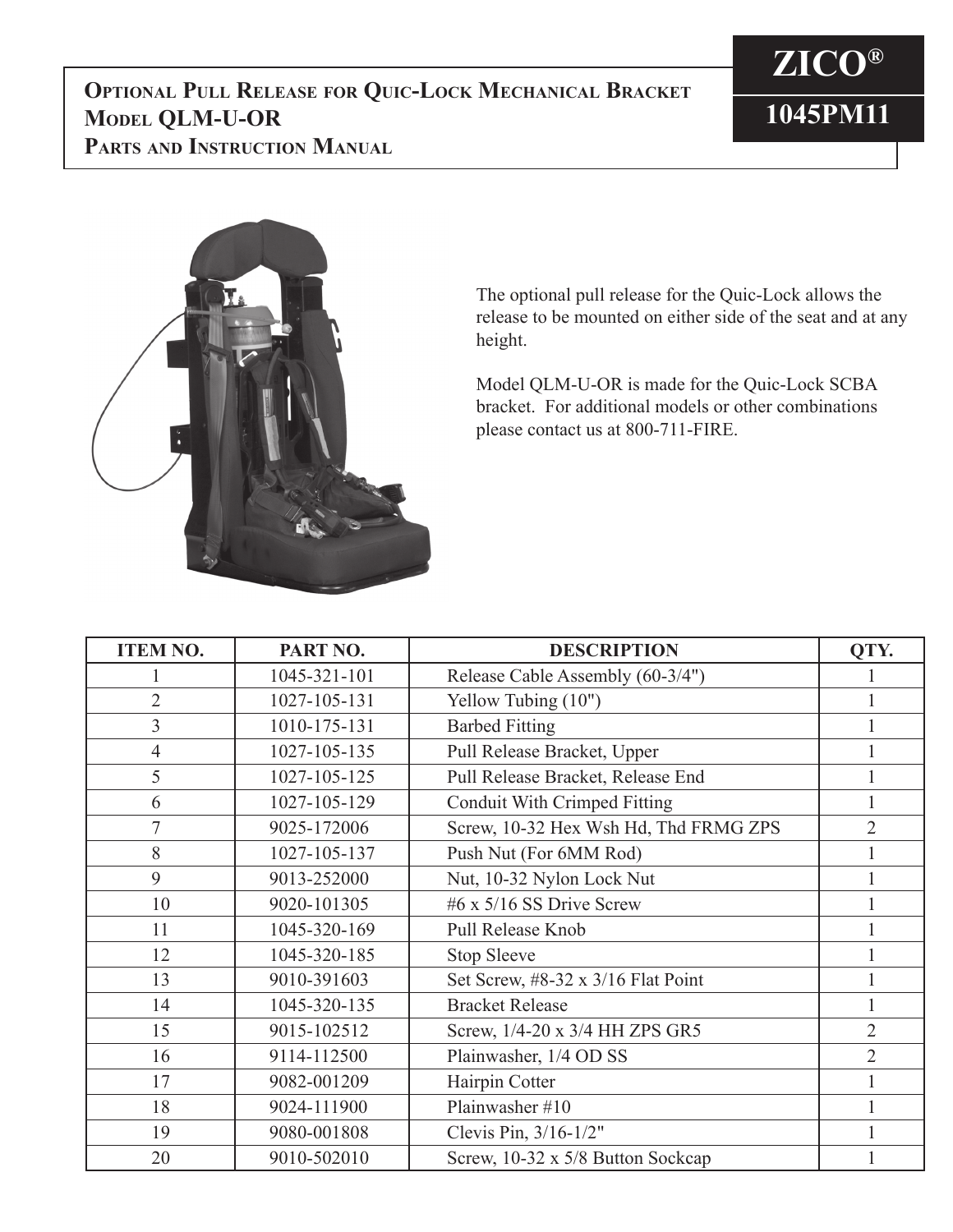# ZICO®

# 1045PM11

## Optional Pull Release for Quic-Lock Mechanical Bracket
## Model QLM-U-OR
## Parts and Instruction Manual

The optional pull release for the Quic-Lock allows the release to be mounted on either side of the seat and at any height.

Model QLM-U-OR is made for the Quic-Lock SCBA bracket. For additional models or other combinations please contact us at 800-711-FIRE.

| ITEM NO. | PART NO. | DESCRIPTION | QTY. |
|---|---|---|---|
| 1 | 1045-321-101 | Release Cable Assembly (60-3/4") | 1 |
| 2 | 1027-105-131 | Yellow Tubing (10") | 1 |
| 3 | 1010-175-131 | Barbed Fitting | 1 |
| 4 | 1027-105-135 | Pull Release Bracket, Upper | 1 |
| 5 | 1027-105-125 | Pull Release Bracket, Release End | 1 |
| 6 | 1027-105-129 | Conduit With Crimped Fitting | 1 |
| 7 | 9025-172006 | Screw, 10-32 Hex Wsh Hd, Thd FRMG ZPS | 2 |
| 8 | 1027-105-137 | Push Nut (For 6MM Rod) | 1 |
| 9 | 9013-252000 | Nut, 10-32 Nylon Lock Nut | 1 |
| 10 | 9020-101305 | #6 x 5/16 SS Drive Screw | 1 |
| 11 | 1045-320-169 | Pull Release Knob | 1 |
| 12 | 1045-320-185 | Stop Sleeve | 1 |
| 13 | 9010-391603 | Set Screw, #8-32 x 3/16 Flat Point | 1 |
| 14 | 1045-320-135 | Bracket Release | 1 |
| 15 | 9015-102512 | Screw, 1/4-20 x 3/4 HH ZPS GR5 | 2 |
| 16 | 9114-112500 | Plainwasher, 1/4 OD SS | 2 |
| 17 | 9082-001209 | Hairpin Cotter | 1 |
| 18 | 9024-111900 | Plainwasher #10 | 1 |
| 19 | 9080-001808 | Clevis Pin, 3/16-1/2" | 1 |
| 20 | 9010-502010 | Screw, 10-32 x 5/8 Button Sockcap | 1 |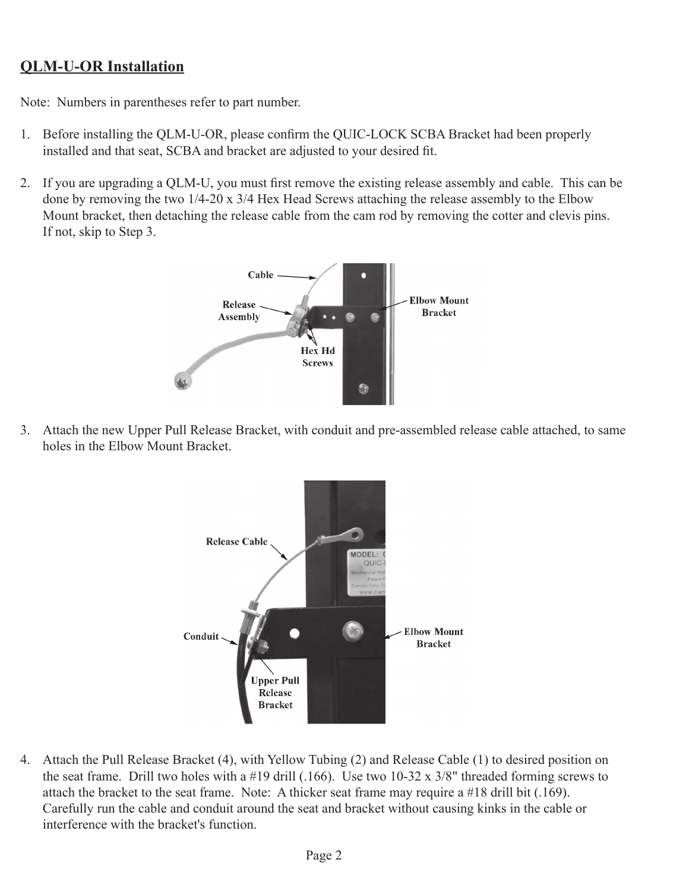## QLM-U-OR Installation

Note: Numbers in parentheses refer to part number.

1. Before installing the QLM-U-OR, please confirm the QUIC-LOCK SCBA Bracket had been properly installed and that seat, SCBA and bracket are adjusted to your desired fit.

2. If you are upgrading a QLM-U, you must first remove the existing release assembly and cable. This can be done by removing the two 1/4-20 x 3/4 Hex Head Screws attaching the release assembly to the Elbow Mount bracket, then detaching the release cable from the cam rod by removing the cotter and clevis pins. If not, skip to Step 3.

3. Attach the new Upper Pull Release Bracket, with conduit and pre-assembled release cable attached, to same holes in the Elbow Mount Bracket.

4. Attach the Pull Release Bracket (4), with Yellow Tubing (2) and Release Cable (1) to desired position on the seat frame. Drill two holes with a #19 drill (.166). Use two 10-32 x 3/8" threaded forming screws to attach the bracket to the seat frame. Note: A thicker seat frame may require a #18 drill bit (.169). Carefully run the cable and conduit around the seat and bracket without causing kinks in the cable or interference with the bracket's function.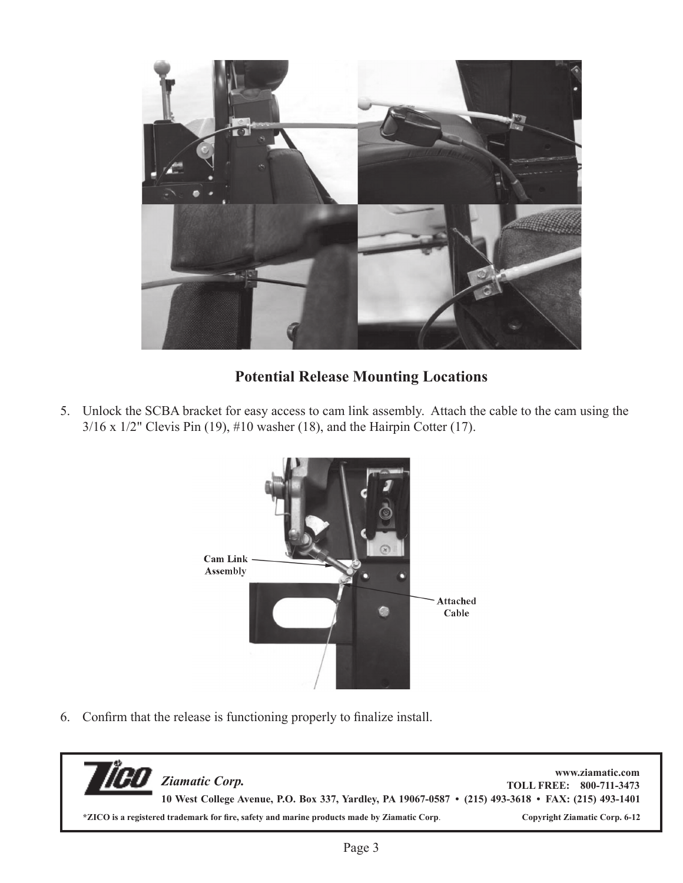**Potential Release Mounting Locations**

5. Unlock the SCBA bracket for easy access to cam link assembly. Attach the cable to the cam using the 3/16 x 1/2" Clevis Pin (19), #10 washer (18), and the Hairpin Cotter (17).

Cam Link Assembly

Attached Cable

6. Confirm that the release is functioning properly to finalize install.

*Ziamatic Corp.*

www.ziamatic.com
TOLL FREE: 800-711-3473

10 West College Avenue, P.O. Box 337, Yardley, PA 19067-0587 • (215) 493-3618 • FAX: (215) 493-1401

*ZICO is a registered trademark for fire, safety and marine products made by Ziamatic Corp.

Copyright Ziamatic Corp. 6-12